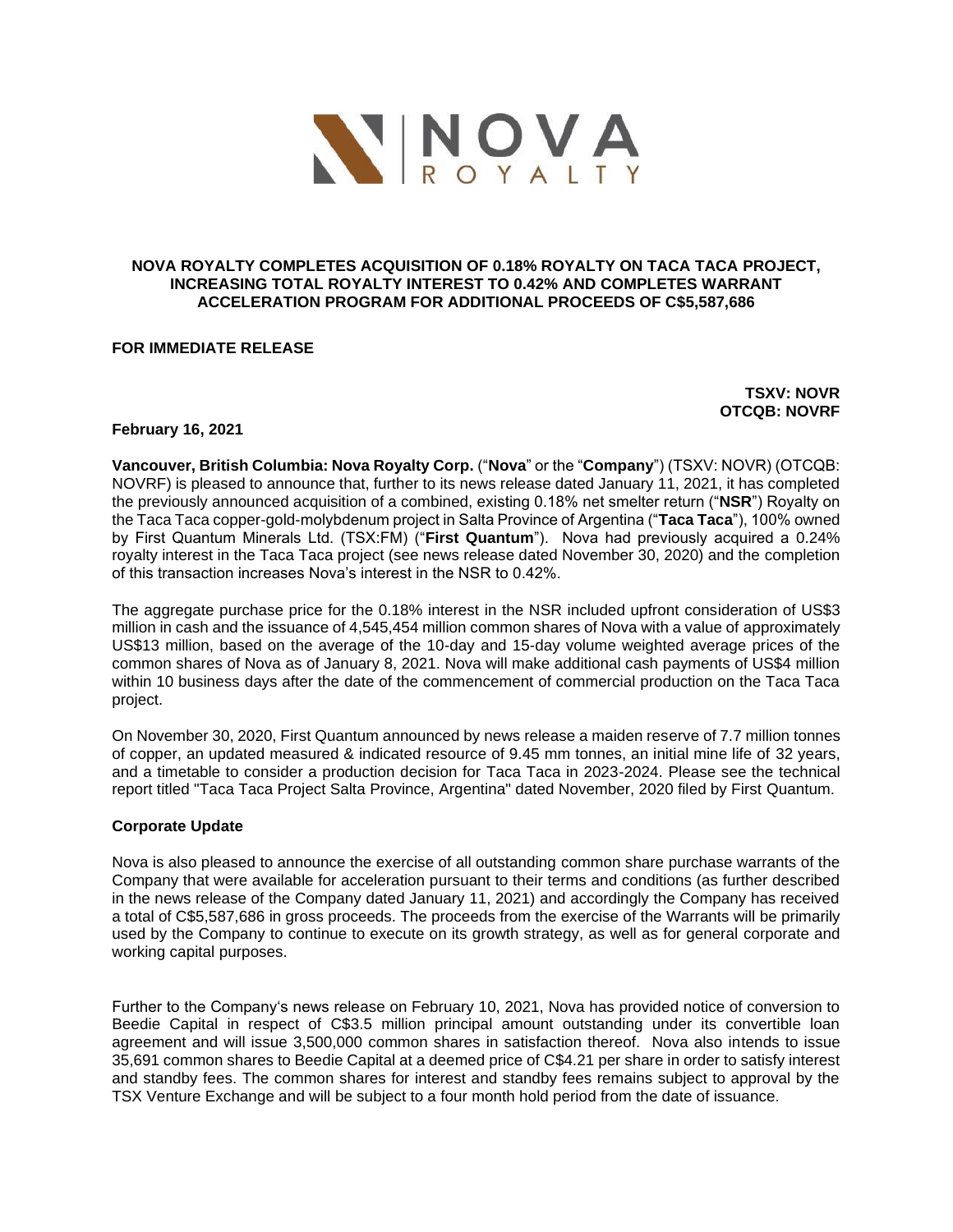NOVA ROYALTY

# NOVA ROYALTY COMPLETES ACQUISITION OF 0.18% ROYALTY ON TACA TACA PROJECT, INCREASING TOTAL ROYALTY INTEREST TO 0.42% AND COMPLETES WARRANT ACCELERATION PROGRAM FOR ADDITIONAL PROCEEDS OF C$5,587,686

**FOR IMMEDIATE RELEASE**

**TSXV: NOVR**
**OTCQB: NOVRF**

**February 16, 2021**

**Vancouver, British Columbia: Nova Royalty Corp.** ("**Nova**" or the "**Company**") (TSXV: NOVR) (OTCQB: NOVRF) is pleased to announce that, further to its news release dated January 11, 2021, it has completed the previously announced acquisition of a combined, existing 0.18% net smelter return ("**NSR**") Royalty on the Taca Taca copper-gold-molybdenum project in Salta Province of Argentina ("**Taca Taca**"), 100% owned by First Quantum Minerals Ltd. (TSX:FM) ("**First Quantum**"). Nova had previously acquired a 0.24% royalty interest in the Taca Taca project (see news release dated November 30, 2020) and the completion of this transaction increases Nova's interest in the NSR to 0.42%.

The aggregate purchase price for the 0.18% interest in the NSR included upfront consideration of US$3 million in cash and the issuance of 4,545,454 million common shares of Nova with a value of approximately US$13 million, based on the average of the 10-day and 15-day volume weighted average prices of the common shares of Nova as of January 8, 2021. Nova will make additional cash payments of US$4 million within 10 business days after the date of the commencement of commercial production on the Taca Taca project.

On November 30, 2020, First Quantum announced by news release a maiden reserve of 7.7 million tonnes of copper, an updated measured & indicated resource of 9.45 mm tonnes, an initial mine life of 32 years, and a timetable to consider a production decision for Taca Taca in 2023-2024. Please see the technical report titled "Taca Taca Project Salta Province, Argentina" dated November, 2020 filed by First Quantum.

## Corporate Update

Nova is also pleased to announce the exercise of all outstanding common share purchase warrants of the Company that were available for acceleration pursuant to their terms and conditions (as further described in the news release of the Company dated January 11, 2021) and accordingly the Company has received a total of C$5,587,686 in gross proceeds. The proceeds from the exercise of the Warrants will be primarily used by the Company to continue to execute on its growth strategy, as well as for general corporate and working capital purposes.

Further to the Company's news release on February 10, 2021, Nova has provided notice of conversion to Beedie Capital in respect of C$3.5 million principal amount outstanding under its convertible loan agreement and will issue 3,500,000 common shares in satisfaction thereof. Nova also intends to issue 35,691 common shares to Beedie Capital at a deemed price of C$4.21 per share in order to satisfy interest and standby fees. The common shares for interest and standby fees remains subject to approval by the TSX Venture Exchange and will be subject to a four month hold period from the date of issuance.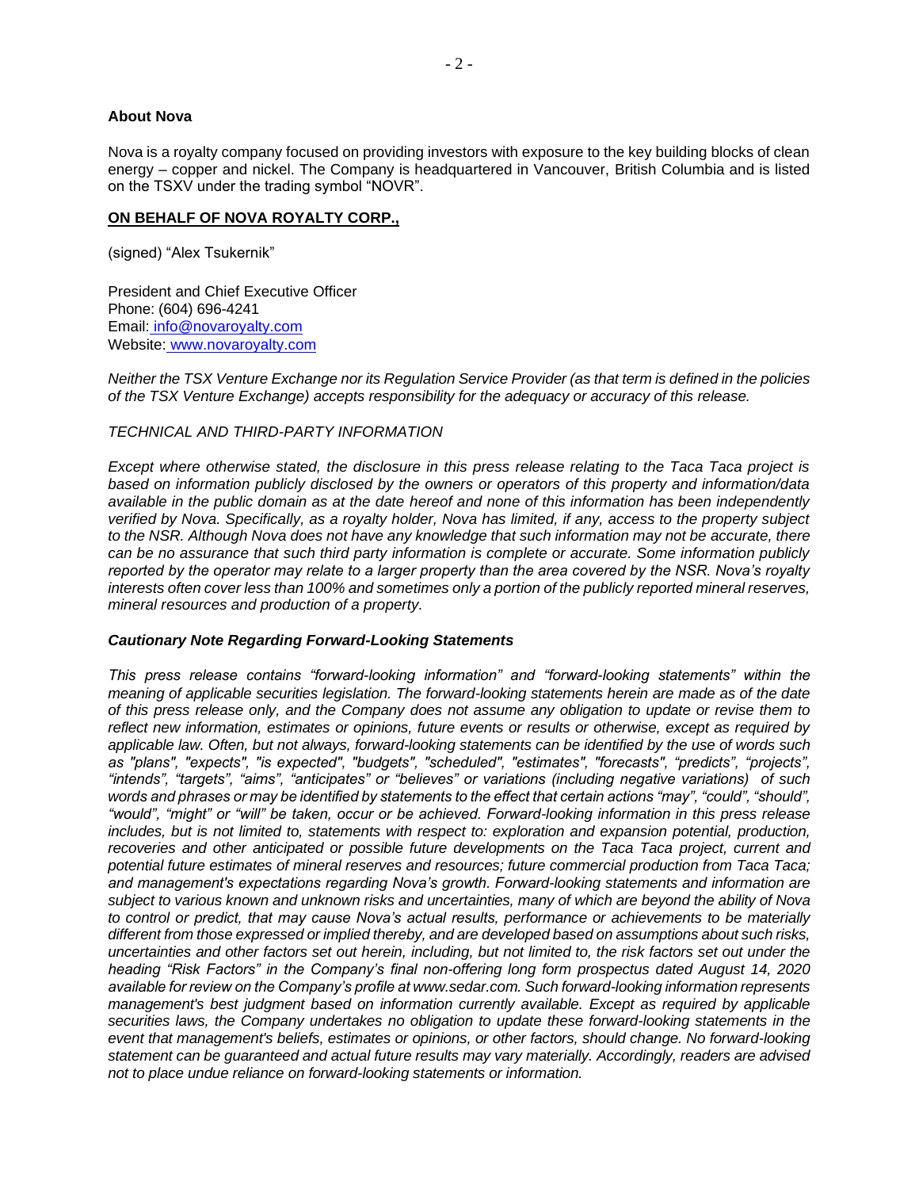**About Nova**

Nova is a royalty company focused on providing investors with exposure to the key building blocks of clean energy – copper and nickel. The Company is headquartered in Vancouver, British Columbia and is listed on the TSXV under the trading symbol "NOVR".

**ON BEHALF OF NOVA ROYALTY CORP.,**

(signed) "Alex Tsukernik"

President and Chief Executive Officer
Phone: (604) 696-4241
Email: info@novaroyalty.com
Website: www.novaroyalty.com

*Neither the TSX Venture Exchange nor its Regulation Service Provider (as that term is defined in the policies of the TSX Venture Exchange) accepts responsibility for the adequacy or accuracy of this release.*

*TECHNICAL AND THIRD-PARTY INFORMATION*

*Except where otherwise stated, the disclosure in this press release relating to the Taca Taca project is based on information publicly disclosed by the owners or operators of this property and information/data available in the public domain as at the date hereof and none of this information has been independently verified by Nova. Specifically, as a royalty holder, Nova has limited, if any, access to the property subject to the NSR. Although Nova does not have any knowledge that such information may not be accurate, there can be no assurance that such third party information is complete or accurate. Some information publicly reported by the operator may relate to a larger property than the area covered by the NSR. Nova's royalty interests often cover less than 100% and sometimes only a portion of the publicly reported mineral reserves, mineral resources and production of a property.*

***Cautionary Note Regarding Forward-Looking Statements***

*This press release contains "forward-looking information" and "forward-looking statements" within the meaning of applicable securities legislation. The forward-looking statements herein are made as of the date of this press release only, and the Company does not assume any obligation to update or revise them to reflect new information, estimates or opinions, future events or results or otherwise, except as required by applicable law. Often, but not always, forward-looking statements can be identified by the use of words such as "plans", "expects", "is expected", "budgets", "scheduled", "estimates", "forecasts", "predicts", "projects", "intends", "targets", "aims", "anticipates" or "believes" or variations (including negative variations) of such words and phrases or may be identified by statements to the effect that certain actions "may", "could", "should", "would", "might" or "will" be taken, occur or be achieved. Forward-looking information in this press release includes, but is not limited to, statements with respect to: exploration and expansion potential, production, recoveries and other anticipated or possible future developments on the Taca Taca project, current and potential future estimates of mineral reserves and resources; future commercial production from Taca Taca; and management's expectations regarding Nova's growth. Forward-looking statements and information are subject to various known and unknown risks and uncertainties, many of which are beyond the ability of Nova to control or predict, that may cause Nova's actual results, performance or achievements to be materially different from those expressed or implied thereby, and are developed based on assumptions about such risks, uncertainties and other factors set out herein, including, but not limited to, the risk factors set out under the heading "Risk Factors" in the Company's final non-offering long form prospectus dated August 14, 2020 available for review on the Company's profile at www.sedar.com. Such forward-looking information represents management's best judgment based on information currently available. Except as required by applicable securities laws, the Company undertakes no obligation to update these forward-looking statements in the event that management's beliefs, estimates or opinions, or other factors, should change. No forward-looking statement can be guaranteed and actual future results may vary materially. Accordingly, readers are advised not to place undue reliance on forward-looking statements or information.*